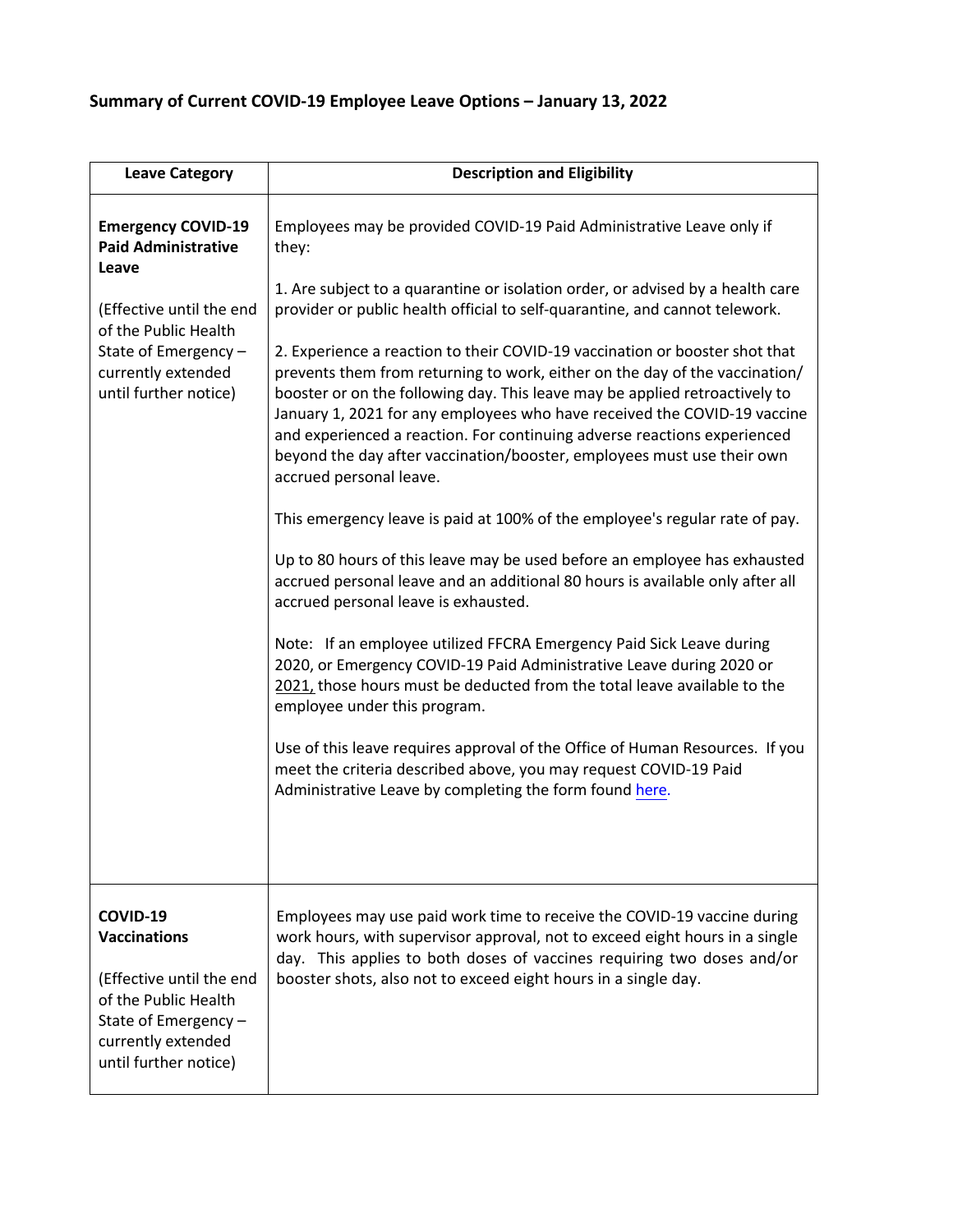**Summary of Current COVID-19 Employee Leave Options – January 13, 2022**

| Leave Category | Description and Eligibility |
|---|---|
| **Emergency COVID-19 Paid Administrative Leave**<br><br>(Effective until the end of the Public Health State of Emergency – currently extended until further notice) | Employees may be provided COVID-19 Paid Administrative Leave only if they:<br><br>1. Are subject to a quarantine or isolation order, or advised by a health care provider or public health official to self-quarantine, and cannot telework.<br><br>2. Experience a reaction to their COVID-19 vaccination or booster shot that prevents them from returning to work, either on the day of the vaccination/ booster or on the following day. This leave may be applied retroactively to January 1, 2021 for any employees who have received the COVID-19 vaccine and experienced a reaction. For continuing adverse reactions experienced beyond the day after vaccination/booster, employees must use their own accrued personal leave.<br><br>This emergency leave is paid at 100% of the employee's regular rate of pay.<br><br>Up to 80 hours of this leave may be used before an employee has exhausted accrued personal leave and an additional 80 hours is available only after all accrued personal leave is exhausted.<br><br>Note: If an employee utilized FFCRA Emergency Paid Sick Leave during 2020, or Emergency COVID-19 Paid Administrative Leave during 2020 or 2021, those hours must be deducted from the total leave available to the employee under this program.<br><br>Use of this leave requires approval of the Office of Human Resources. If you meet the criteria described above, you may request COVID-19 Paid Administrative Leave by completing the form found here. |
| **COVID-19 Vaccinations**<br><br>(Effective until the end of the Public Health State of Emergency – currently extended until further notice) | Employees may use paid work time to receive the COVID-19 vaccine during work hours, with supervisor approval, not to exceed eight hours in a single day. This applies to both doses of vaccines requiring two doses and/or booster shots, also not to exceed eight hours in a single day. |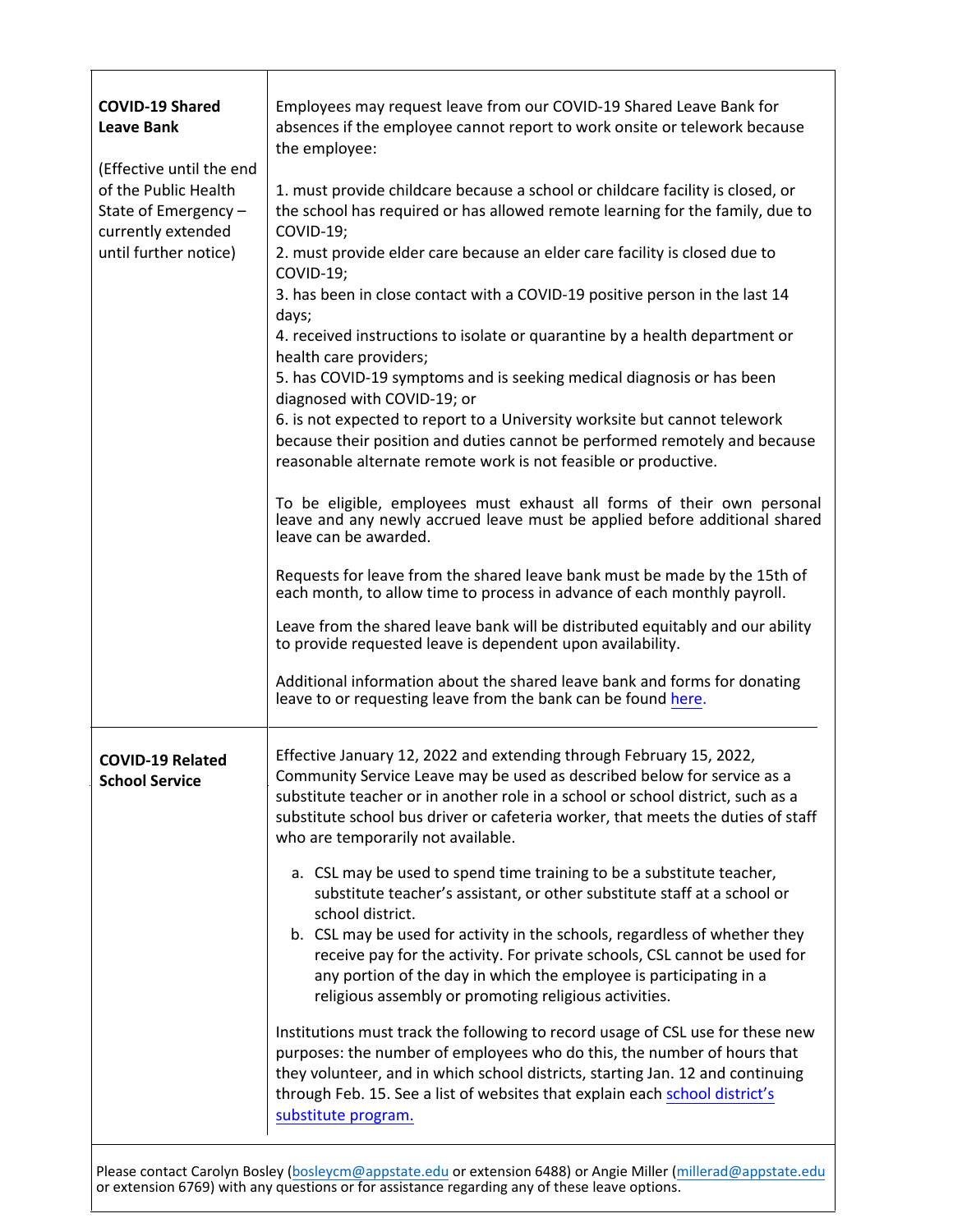| | |
|---|---|
| **COVID-19 Shared Leave Bank**<br><br>(Effective until the end of the Public Health State of Emergency – currently extended until further notice) | Employees may request leave from our COVID-19 Shared Leave Bank for absences if the employee cannot report to work onsite or telework because the employee:<br><br>1. must provide childcare because a school or childcare facility is closed, or the school has required or has allowed remote learning for the family, due to COVID-19;<br>2. must provide elder care because an elder care facility is closed due to COVID-19;<br>3. has been in close contact with a COVID-19 positive person in the last 14 days;<br>4. received instructions to isolate or quarantine by a health department or health care providers;<br>5. has COVID-19 symptoms and is seeking medical diagnosis or has been diagnosed with COVID-19; or<br>6. is not expected to report to a University worksite but cannot telework because their position and duties cannot be performed remotely and because reasonable alternate remote work is not feasible or productive.<br><br>To be eligible, employees must exhaust all forms of their own personal leave and any newly accrued leave must be applied before additional shared leave can be awarded.<br><br>Requests for leave from the shared leave bank must be made by the 15th of each month, to allow time to process in advance of each monthly payroll.<br><br>Leave from the shared leave bank will be distributed equitably and our ability to provide requested leave is dependent upon availability.<br><br>Additional information about the shared leave bank and forms for donating leave to or requesting leave from the bank can be found here. |
| **COVID-19 Related School Service** | Effective January 12, 2022 and extending through February 15, 2022, Community Service Leave may be used as described below for service as a substitute teacher or in another role in a school or school district, such as a substitute school bus driver or cafeteria worker, that meets the duties of staff who are temporarily not available.<br><br>a. CSL may be used to spend time training to be a substitute teacher, substitute teacher's assistant, or other substitute staff at a school or school district.<br>b. CSL may be used for activity in the schools, regardless of whether they receive pay for the activity. For private schools, CSL cannot be used for any portion of the day in which the employee is participating in a religious assembly or promoting religious activities.<br><br>Institutions must track the following to record usage of CSL use for these new purposes: the number of employees who do this, the number of hours that they volunteer, and in which school districts, starting Jan. 12 and continuing through Feb. 15. See a list of websites that explain each school district's substitute program. |

Please contact Carolyn Bosley (bosleycm@appstate.edu or extension 6488) or Angie Miller (millerad@appstate.edu or extension 6769) with any questions or for assistance regarding any of these leave options.